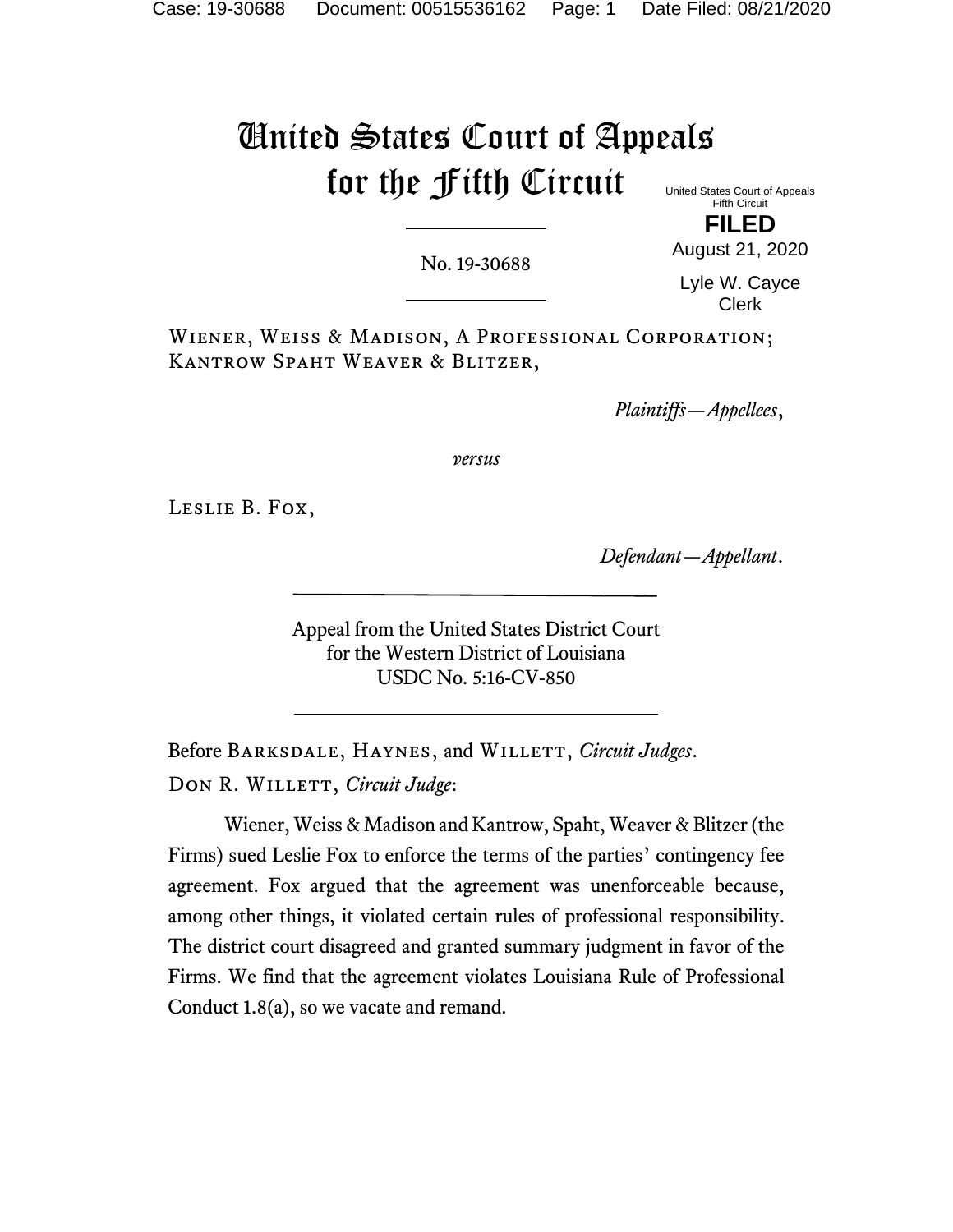# United States Court of Appeals for the Fifth Circuit

United States Court of Appeals
Fifth Circuit

**FILED**

August 21, 2020

Lyle W. Cayce
Clerk

No. 19-30688

Wiener, Weiss & Madison, A Professional Corporation; Kantrow Spaht Weaver & Blitzer,

*Plaintiffs—Appellees*,

*versus*

Leslie B. Fox,

*Defendant—Appellant*.

Appeal from the United States District Court
for the Western District of Louisiana
USDC No. 5:16-CV-850

Before Barksdale, Haynes, and Willett, *Circuit Judges*.

Don R. Willett, *Circuit Judge*:

Wiener, Weiss & Madison and Kantrow, Spaht, Weaver & Blitzer (the Firms) sued Leslie Fox to enforce the terms of the parties' contingency fee agreement. Fox argued that the agreement was unenforceable because, among other things, it violated certain rules of professional responsibility. The district court disagreed and granted summary judgment in favor of the Firms. We find that the agreement violates Louisiana Rule of Professional Conduct 1.8(a), so we vacate and remand.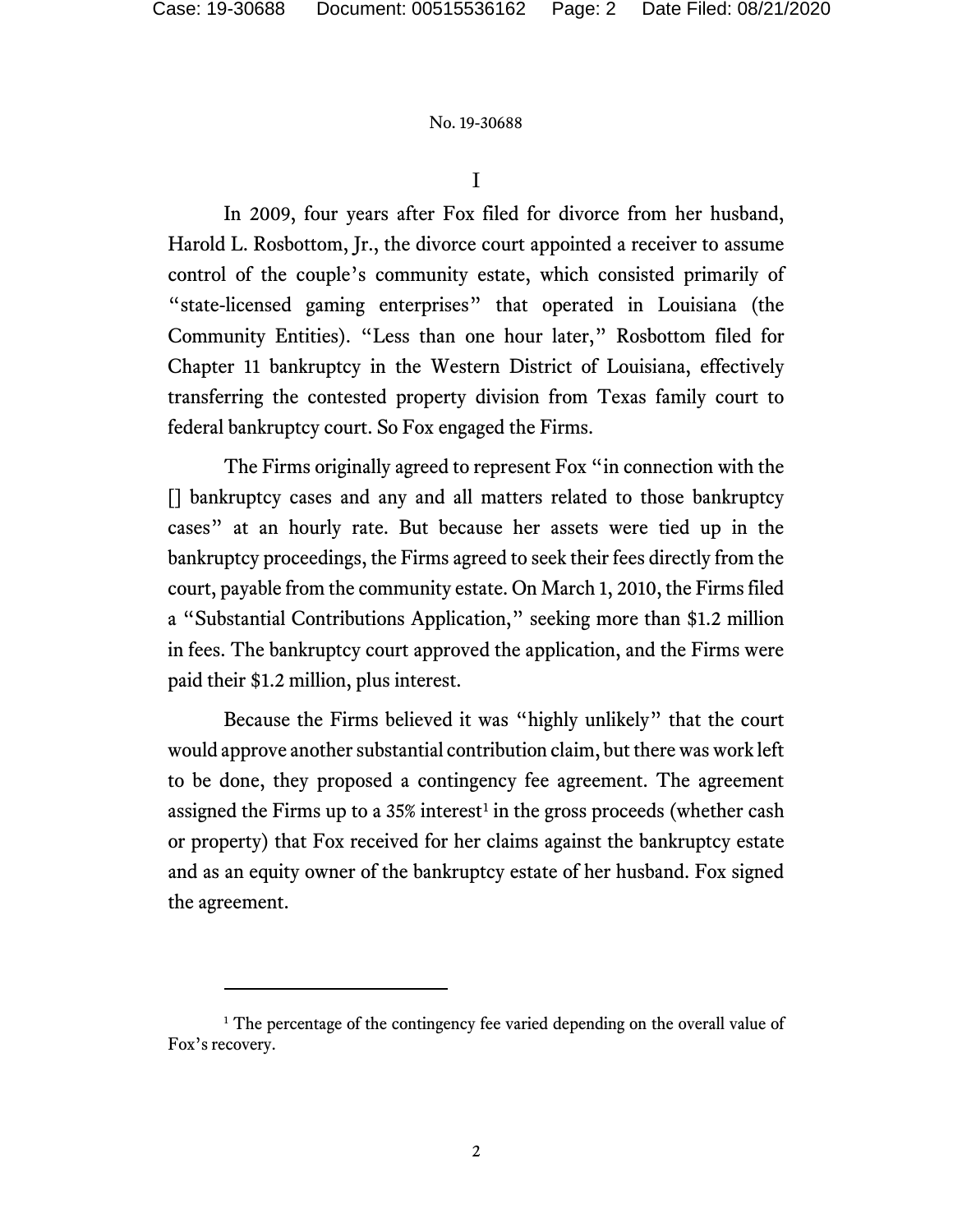# I

In 2009, four years after Fox filed for divorce from her husband, Harold L. Rosbottom, Jr., the divorce court appointed a receiver to assume control of the couple's community estate, which consisted primarily of "state-licensed gaming enterprises" that operated in Louisiana (the Community Entities). "Less than one hour later," Rosbottom filed for Chapter 11 bankruptcy in the Western District of Louisiana, effectively transferring the contested property division from Texas family court to federal bankruptcy court. So Fox engaged the Firms.

The Firms originally agreed to represent Fox "in connection with the [] bankruptcy cases and any and all matters related to those bankruptcy cases" at an hourly rate. But because her assets were tied up in the bankruptcy proceedings, the Firms agreed to seek their fees directly from the court, payable from the community estate. On March 1, 2010, the Firms filed a "Substantial Contributions Application," seeking more than $1.2 million in fees. The bankruptcy court approved the application, and the Firms were paid their $1.2 million, plus interest.

Because the Firms believed it was "highly unlikely" that the court would approve another substantial contribution claim, but there was work left to be done, they proposed a contingency fee agreement. The agreement assigned the Firms up to a 35% interest[1] in the gross proceeds (whether cash or property) that Fox received for her claims against the bankruptcy estate and as an equity owner of the bankruptcy estate of her husband. Fox signed the agreement.

---

[1] The percentage of the contingency fee varied depending on the overall value of Fox's recovery.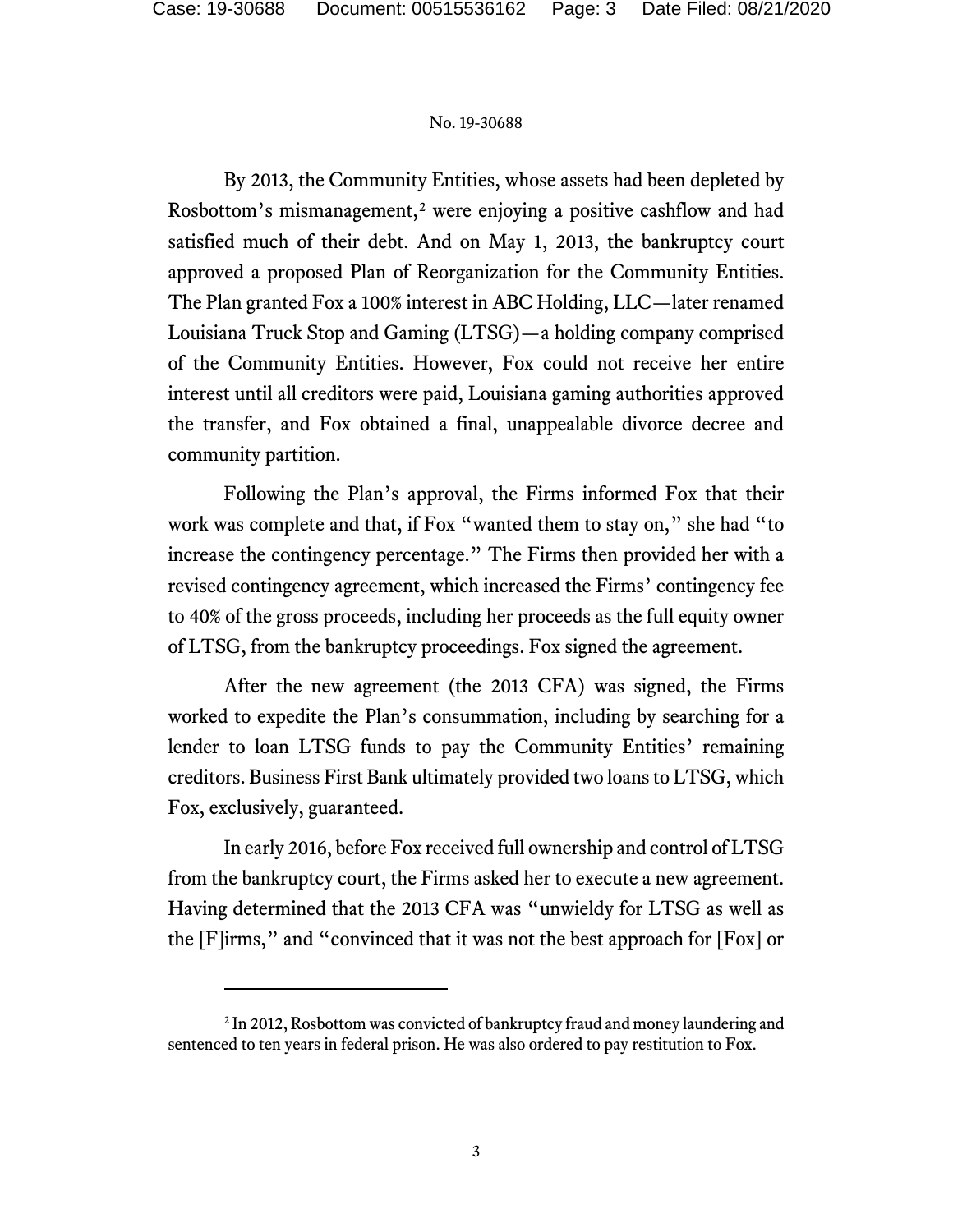By 2013, the Community Entities, whose assets had been depleted by Rosbottom's mismanagement,[2] were enjoying a positive cashflow and had satisfied much of their debt. And on May 1, 2013, the bankruptcy court approved a proposed Plan of Reorganization for the Community Entities. The Plan granted Fox a 100% interest in ABC Holding, LLC—later renamed Louisiana Truck Stop and Gaming (LTSG)—a holding company comprised of the Community Entities. However, Fox could not receive her entire interest until all creditors were paid, Louisiana gaming authorities approved the transfer, and Fox obtained a final, unappealable divorce decree and community partition.

Following the Plan's approval, the Firms informed Fox that their work was complete and that, if Fox "wanted them to stay on," she had "to increase the contingency percentage." The Firms then provided her with a revised contingency agreement, which increased the Firms' contingency fee to 40% of the gross proceeds, including her proceeds as the full equity owner of LTSG, from the bankruptcy proceedings. Fox signed the agreement.

After the new agreement (the 2013 CFA) was signed, the Firms worked to expedite the Plan's consummation, including by searching for a lender to loan LTSG funds to pay the Community Entities' remaining creditors. Business First Bank ultimately provided two loans to LTSG, which Fox, exclusively, guaranteed.

In early 2016, before Fox received full ownership and control of LTSG from the bankruptcy court, the Firms asked her to execute a new agreement. Having determined that the 2013 CFA was "unwieldy for LTSG as well as the [F]irms," and "convinced that it was not the best approach for [Fox] or

[2] In 2012, Rosbottom was convicted of bankruptcy fraud and money laundering and sentenced to ten years in federal prison. He was also ordered to pay restitution to Fox.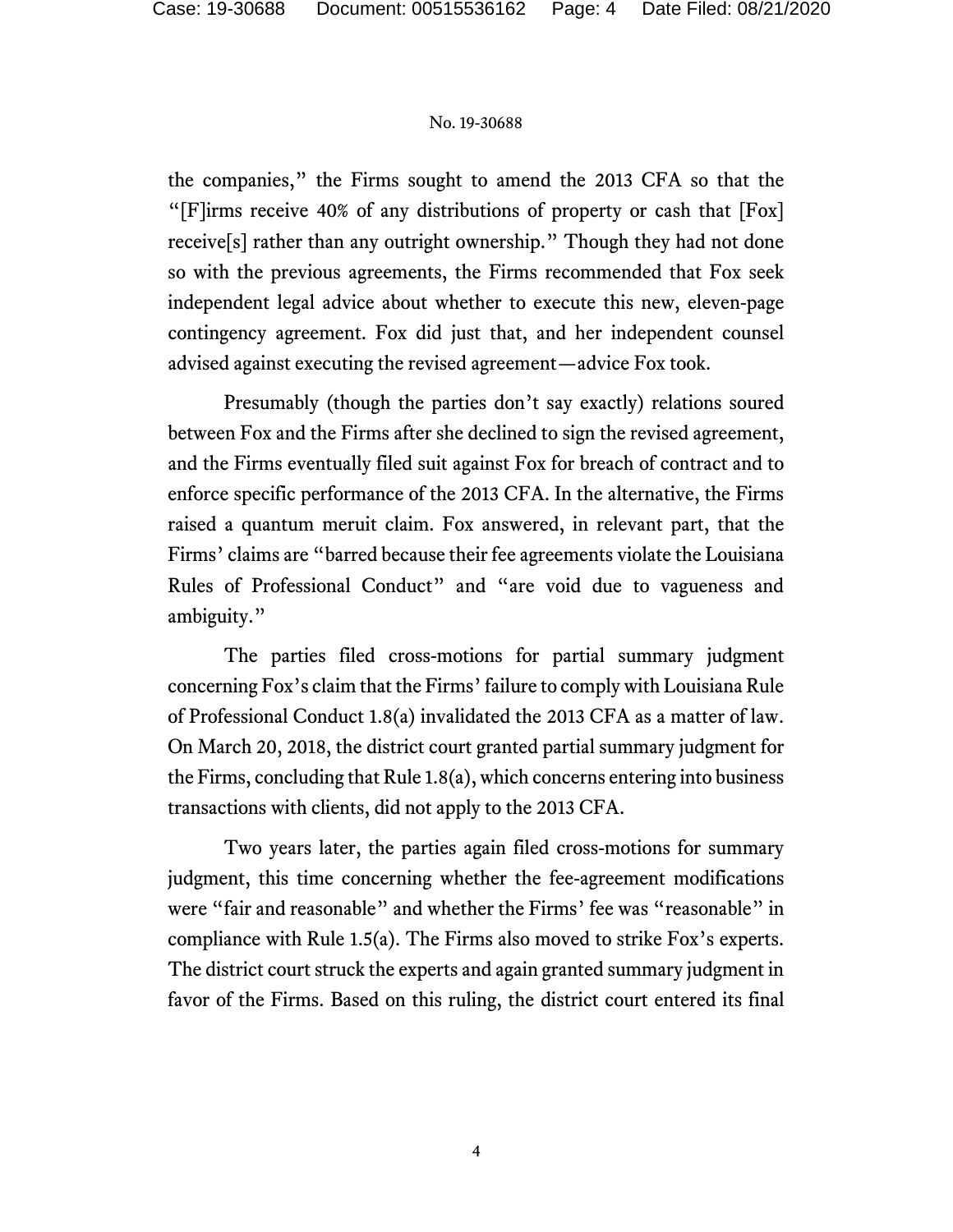the companies," the Firms sought to amend the 2013 CFA so that the "[F]irms receive 40% of any distributions of property or cash that [Fox] receive[s] rather than any outright ownership." Though they had not done so with the previous agreements, the Firms recommended that Fox seek independent legal advice about whether to execute this new, eleven-page contingency agreement. Fox did just that, and her independent counsel advised against executing the revised agreement—advice Fox took.

Presumably (though the parties don't say exactly) relations soured between Fox and the Firms after she declined to sign the revised agreement, and the Firms eventually filed suit against Fox for breach of contract and to enforce specific performance of the 2013 CFA. In the alternative, the Firms raised a quantum meruit claim. Fox answered, in relevant part, that the Firms' claims are "barred because their fee agreements violate the Louisiana Rules of Professional Conduct" and "are void due to vagueness and ambiguity."

The parties filed cross-motions for partial summary judgment concerning Fox's claim that the Firms' failure to comply with Louisiana Rule of Professional Conduct 1.8(a) invalidated the 2013 CFA as a matter of law. On March 20, 2018, the district court granted partial summary judgment for the Firms, concluding that Rule 1.8(a), which concerns entering into business transactions with clients, did not apply to the 2013 CFA.

Two years later, the parties again filed cross-motions for summary judgment, this time concerning whether the fee-agreement modifications were "fair and reasonable" and whether the Firms' fee was "reasonable" in compliance with Rule 1.5(a). The Firms also moved to strike Fox's experts. The district court struck the experts and again granted summary judgment in favor of the Firms. Based on this ruling, the district court entered its final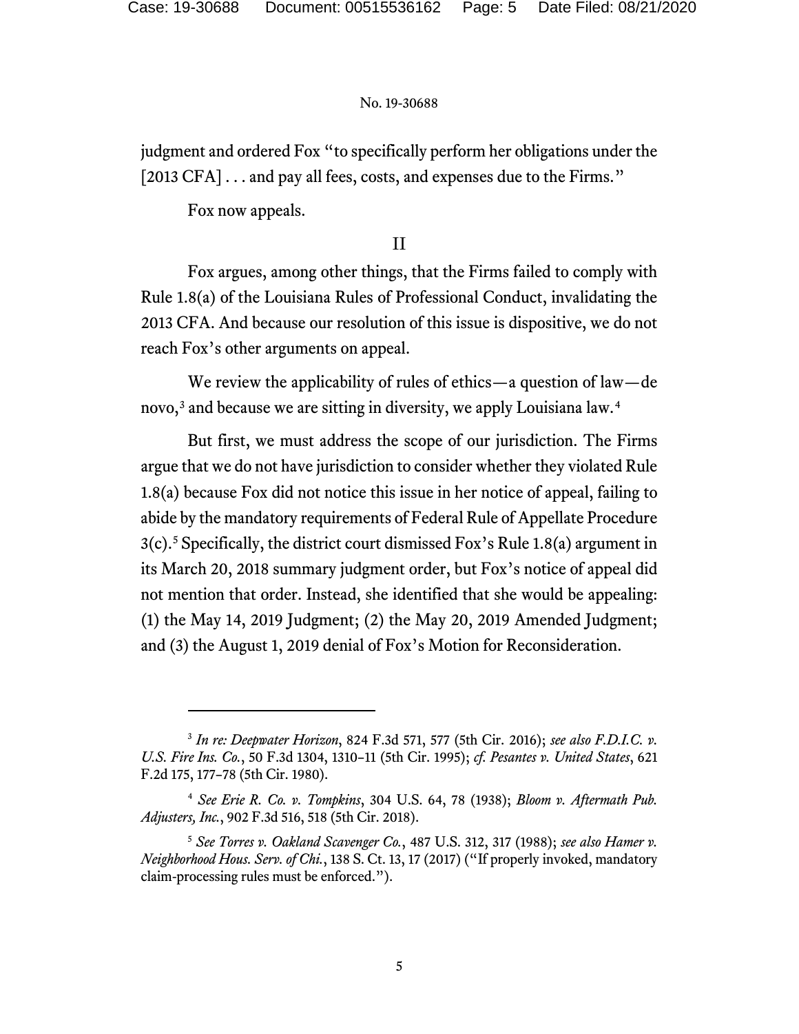judgment and ordered Fox "to specifically perform her obligations under the [2013 CFA] . . . and pay all fees, costs, and expenses due to the Firms."

Fox now appeals.

## II

Fox argues, among other things, that the Firms failed to comply with Rule 1.8(a) of the Louisiana Rules of Professional Conduct, invalidating the 2013 CFA. And because our resolution of this issue is dispositive, we do not reach Fox's other arguments on appeal.

We review the applicability of rules of ethics—a question of law—de novo,[3] and because we are sitting in diversity, we apply Louisiana law.[4]

But first, we must address the scope of our jurisdiction. The Firms argue that we do not have jurisdiction to consider whether they violated Rule 1.8(a) because Fox did not notice this issue in her notice of appeal, failing to abide by the mandatory requirements of Federal Rule of Appellate Procedure 3(c).[5] Specifically, the district court dismissed Fox's Rule 1.8(a) argument in its March 20, 2018 summary judgment order, but Fox's notice of appeal did not mention that order. Instead, she identified that she would be appealing: (1) the May 14, 2019 Judgment; (2) the May 20, 2019 Amended Judgment; and (3) the August 1, 2019 denial of Fox's Motion for Reconsideration.

---

[3] *In re: Deepwater Horizon*, 824 F.3d 571, 577 (5th Cir. 2016); *see also F.D.I.C. v. U.S. Fire Ins. Co.*, 50 F.3d 1304, 1310–11 (5th Cir. 1995); *cf. Pesantes v. United States*, 621 F.2d 175, 177–78 (5th Cir. 1980).

[4] *See Erie R. Co. v. Tompkins*, 304 U.S. 64, 78 (1938); *Bloom v. Aftermath Pub. Adjusters, Inc.*, 902 F.3d 516, 518 (5th Cir. 2018).

[5] *See Torres v. Oakland Scavenger Co.*, 487 U.S. 312, 317 (1988); *see also Hamer v. Neighborhood Hous. Serv. of Chi.*, 138 S. Ct. 13, 17 (2017) ("If properly invoked, mandatory claim-processing rules must be enforced.").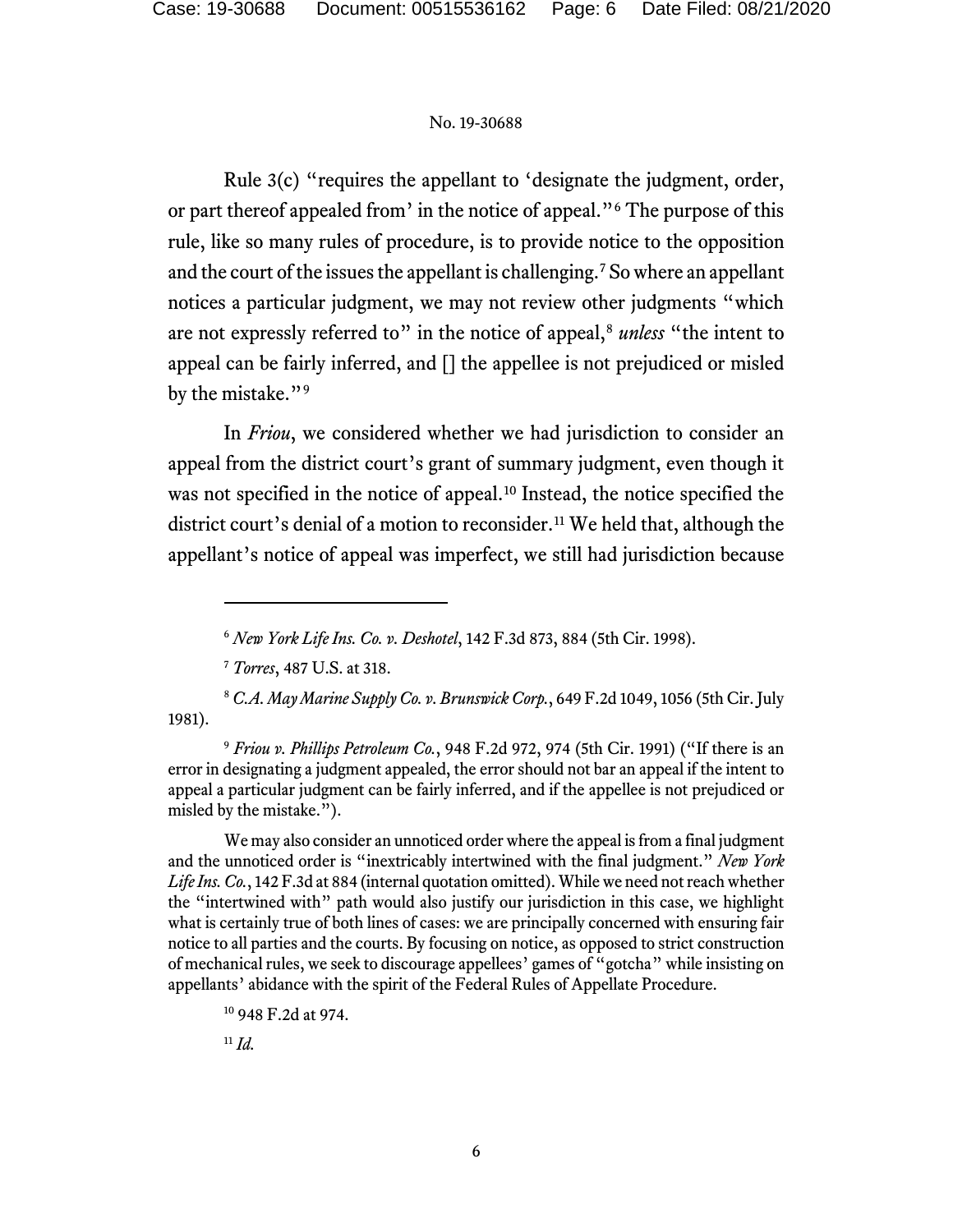Rule 3(c) "requires the appellant to 'designate the judgment, order, or part thereof appealed from' in the notice of appeal."[6] The purpose of this rule, like so many rules of procedure, is to provide notice to the opposition and the court of the issues the appellant is challenging.[7] So where an appellant notices a particular judgment, we may not review other judgments "which are not expressly referred to" in the notice of appeal,[8] *unless* "the intent to appeal can be fairly inferred, and [] the appellee is not prejudiced or misled by the mistake."[9]

In *Friou*, we considered whether we had jurisdiction to consider an appeal from the district court's grant of summary judgment, even though it was not specified in the notice of appeal.[10] Instead, the notice specified the district court's denial of a motion to reconsider.[11] We held that, although the appellant's notice of appeal was imperfect, we still had jurisdiction because

---

[6] *New York Life Ins. Co. v. Deshotel*, 142 F.3d 873, 884 (5th Cir. 1998).

[7] *Torres*, 487 U.S. at 318.

[8] *C.A. May Marine Supply Co. v. Brunswick Corp.*, 649 F.2d 1049, 1056 (5th Cir. July 1981).

[9] *Friou v. Phillips Petroleum Co.*, 948 F.2d 972, 974 (5th Cir. 1991) ("If there is an error in designating a judgment appealed, the error should not bar an appeal if the intent to appeal a particular judgment can be fairly inferred, and if the appellee is not prejudiced or misled by the mistake.").

We may also consider an unnoticed order where the appeal is from a final judgment and the unnoticed order is "inextricably intertwined with the final judgment." *New York Life Ins. Co.*, 142 F.3d at 884 (internal quotation omitted). While we need not reach whether the "intertwined with" path would also justify our jurisdiction in this case, we highlight what is certainly true of both lines of cases: we are principally concerned with ensuring fair notice to all parties and the courts. By focusing on notice, as opposed to strict construction of mechanical rules, we seek to discourage appellees' games of "gotcha" while insisting on appellants' abidance with the spirit of the Federal Rules of Appellate Procedure.

[10] 948 F.2d at 974.

[11] *Id.*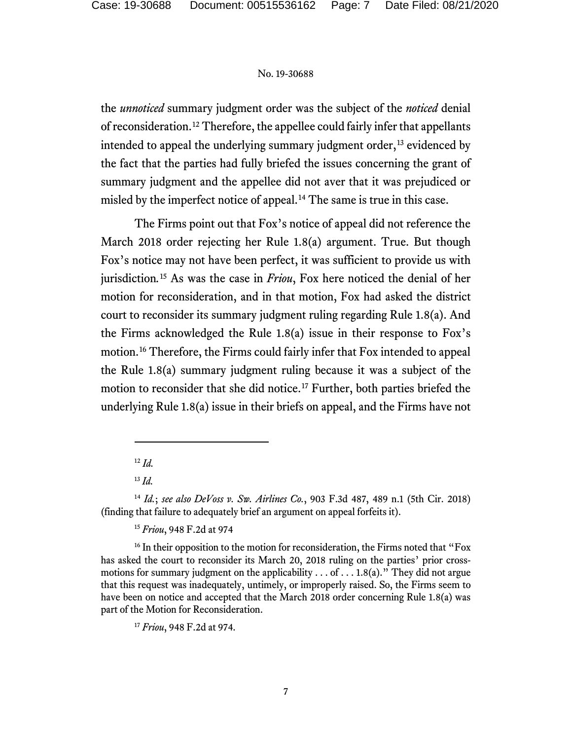the *unnoticed* summary judgment order was the subject of the *noticed* denial of reconsideration.[12] Therefore, the appellee could fairly infer that appellants intended to appeal the underlying summary judgment order,[13] evidenced by the fact that the parties had fully briefed the issues concerning the grant of summary judgment and the appellee did not aver that it was prejudiced or misled by the imperfect notice of appeal.[14] The same is true in this case.

The Firms point out that Fox's notice of appeal did not reference the March 2018 order rejecting her Rule 1.8(a) argument. True. But though Fox's notice may not have been perfect, it was sufficient to provide us with jurisdiction.[15] As was the case in *Friou*, Fox here noticed the denial of her motion for reconsideration, and in that motion, Fox had asked the district court to reconsider its summary judgment ruling regarding Rule 1.8(a). And the Firms acknowledged the Rule 1.8(a) issue in their response to Fox's motion.[16] Therefore, the Firms could fairly infer that Fox intended to appeal the Rule 1.8(a) summary judgment ruling because it was a subject of the motion to reconsider that she did notice.[17] Further, both parties briefed the underlying Rule 1.8(a) issue in their briefs on appeal, and the Firms have not

---

[12] *Id.*

[13] *Id.*

[14] *Id.*; *see also DeVoss v. Sw. Airlines Co.*, 903 F.3d 487, 489 n.1 (5th Cir. 2018) (finding that failure to adequately brief an argument on appeal forfeits it).

[15] *Friou*, 948 F.2d at 974

[16] In their opposition to the motion for reconsideration, the Firms noted that "Fox has asked the court to reconsider its March 20, 2018 ruling on the parties' prior cross-motions for summary judgment on the applicability . . . of . . . 1.8(a)." They did not argue that this request was inadequately, untimely, or improperly raised. So, the Firms seem to have been on notice and accepted that the March 2018 order concerning Rule 1.8(a) was part of the Motion for Reconsideration.

[17] *Friou*, 948 F.2d at 974.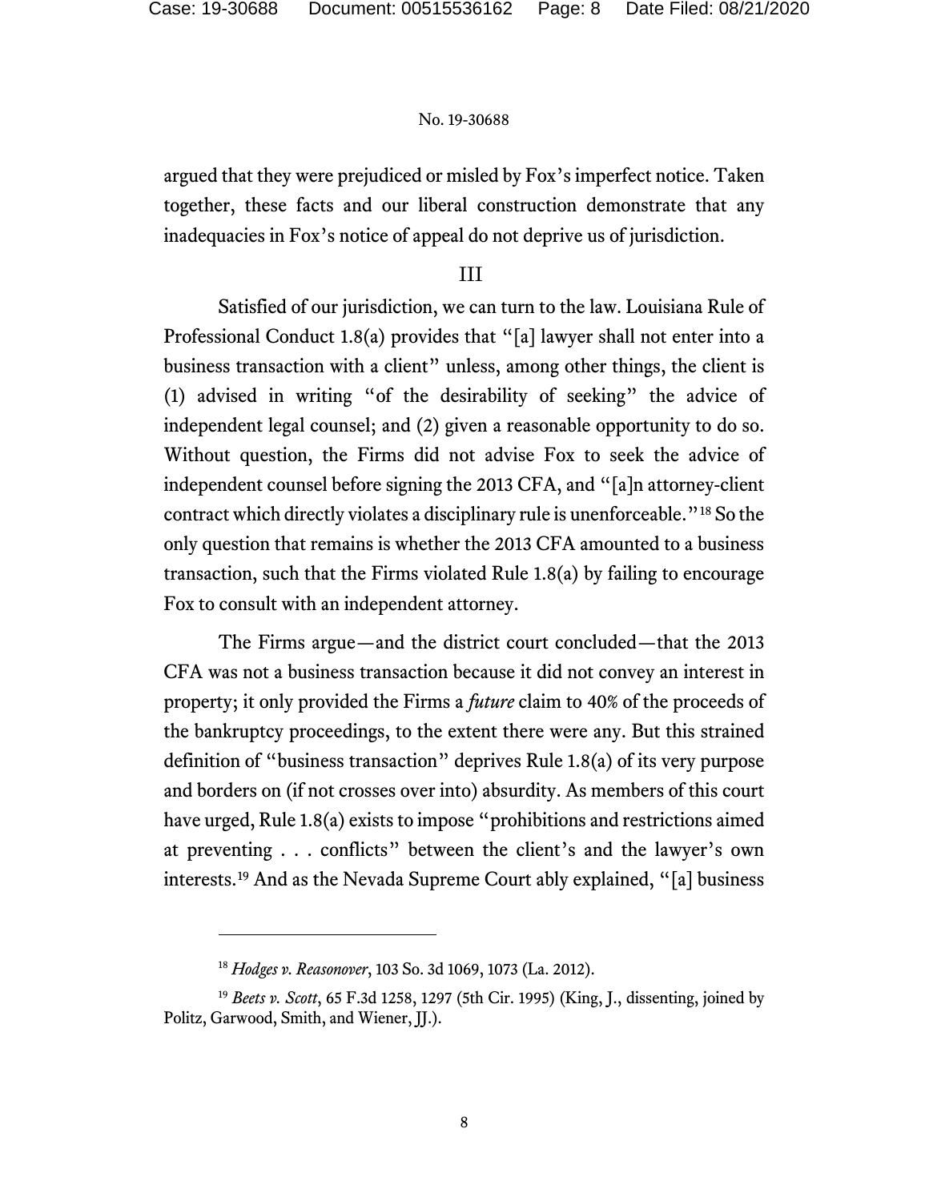argued that they were prejudiced or misled by Fox's imperfect notice. Taken together, these facts and our liberal construction demonstrate that any inadequacies in Fox's notice of appeal do not deprive us of jurisdiction.

## III

Satisfied of our jurisdiction, we can turn to the law. Louisiana Rule of Professional Conduct 1.8(a) provides that "[a] lawyer shall not enter into a business transaction with a client" unless, among other things, the client is (1) advised in writing "of the desirability of seeking" the advice of independent legal counsel; and (2) given a reasonable opportunity to do so. Without question, the Firms did not advise Fox to seek the advice of independent counsel before signing the 2013 CFA, and "[a]n attorney-client contract which directly violates a disciplinary rule is unenforceable."[18] So the only question that remains is whether the 2013 CFA amounted to a business transaction, such that the Firms violated Rule 1.8(a) by failing to encourage Fox to consult with an independent attorney.

The Firms argue—and the district court concluded—that the 2013 CFA was not a business transaction because it did not convey an interest in property; it only provided the Firms a *future* claim to 40% of the proceeds of the bankruptcy proceedings, to the extent there were any. But this strained definition of "business transaction" deprives Rule 1.8(a) of its very purpose and borders on (if not crosses over into) absurdity. As members of this court have urged, Rule 1.8(a) exists to impose "prohibitions and restrictions aimed at preventing . . . conflicts" between the client's and the lawyer's own interests.[19] And as the Nevada Supreme Court ably explained, "[a] business

---

[18] *Hodges v. Reasonover*, 103 So. 3d 1069, 1073 (La. 2012).

[19] *Beets v. Scott*, 65 F.3d 1258, 1297 (5th Cir. 1995) (King, J., dissenting, joined by Politz, Garwood, Smith, and Wiener, JJ.).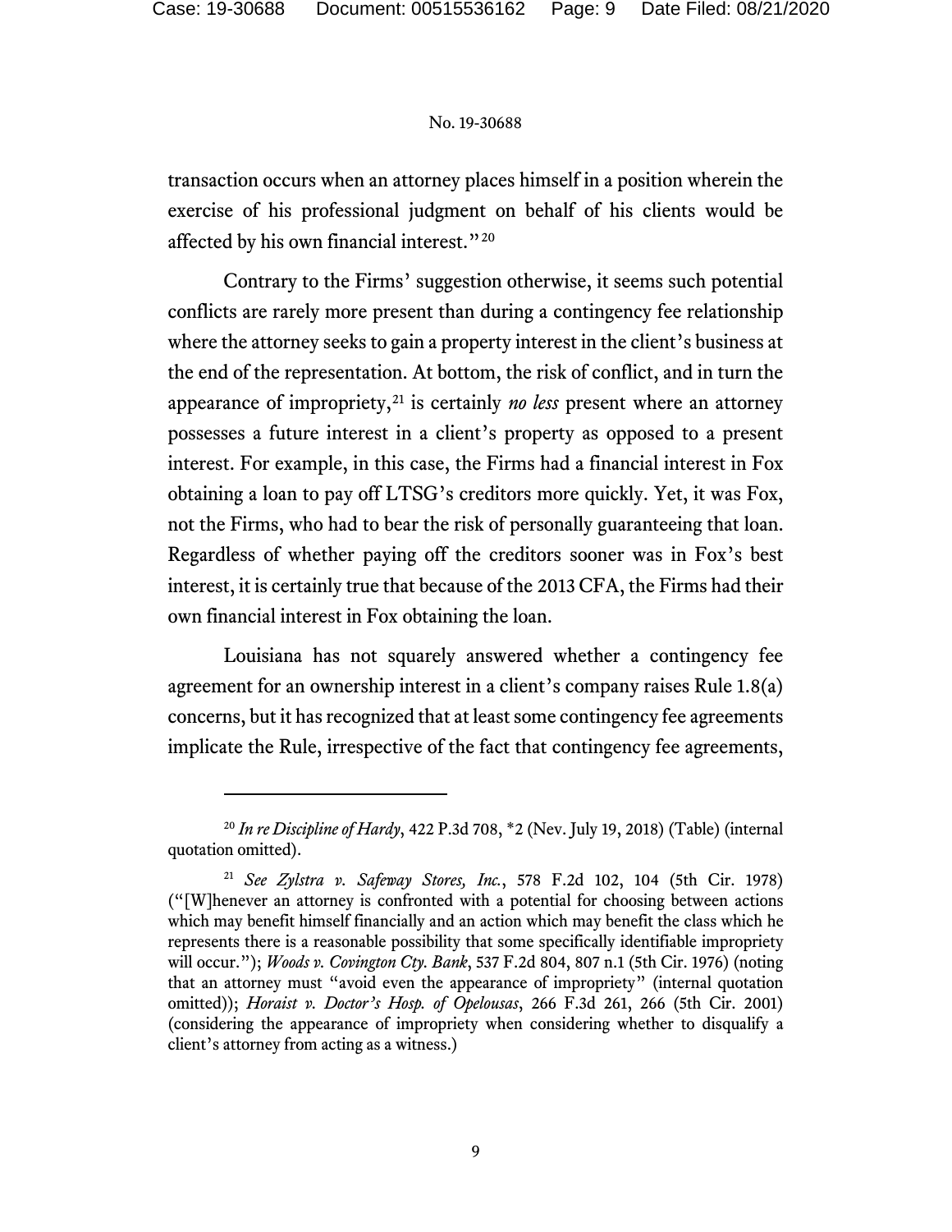transaction occurs when an attorney places himself in a position wherein the exercise of his professional judgment on behalf of his clients would be affected by his own financial interest."[20]

Contrary to the Firms' suggestion otherwise, it seems such potential conflicts are rarely more present than during a contingency fee relationship where the attorney seeks to gain a property interest in the client's business at the end of the representation. At bottom, the risk of conflict, and in turn the appearance of impropriety,[21] is certainly *no less* present where an attorney possesses a future interest in a client's property as opposed to a present interest. For example, in this case, the Firms had a financial interest in Fox obtaining a loan to pay off LTSG's creditors more quickly. Yet, it was Fox, not the Firms, who had to bear the risk of personally guaranteeing that loan. Regardless of whether paying off the creditors sooner was in Fox's best interest, it is certainly true that because of the 2013 CFA, the Firms had their own financial interest in Fox obtaining the loan.

Louisiana has not squarely answered whether a contingency fee agreement for an ownership interest in a client's company raises Rule 1.8(a) concerns, but it has recognized that at least some contingency fee agreements implicate the Rule, irrespective of the fact that contingency fee agreements,

---

[20] *In re Discipline of Hardy*, 422 P.3d 708, *2 (Nev. July 19, 2018) (Table) (internal quotation omitted).

[21] *See Zylstra v. Safeway Stores, Inc.*, 578 F.2d 102, 104 (5th Cir. 1978) ("[W]henever an attorney is confronted with a potential for choosing between actions which may benefit himself financially and an action which may benefit the class which he represents there is a reasonable possibility that some specifically identifiable impropriety will occur."); *Woods v. Covington Cty. Bank*, 537 F.2d 804, 807 n.1 (5th Cir. 1976) (noting that an attorney must "avoid even the appearance of impropriety" (internal quotation omitted)); *Horaist v. Doctor's Hosp. of Opelousas*, 266 F.3d 261, 266 (5th Cir. 2001) (considering the appearance of impropriety when considering whether to disqualify a client's attorney from acting as a witness.)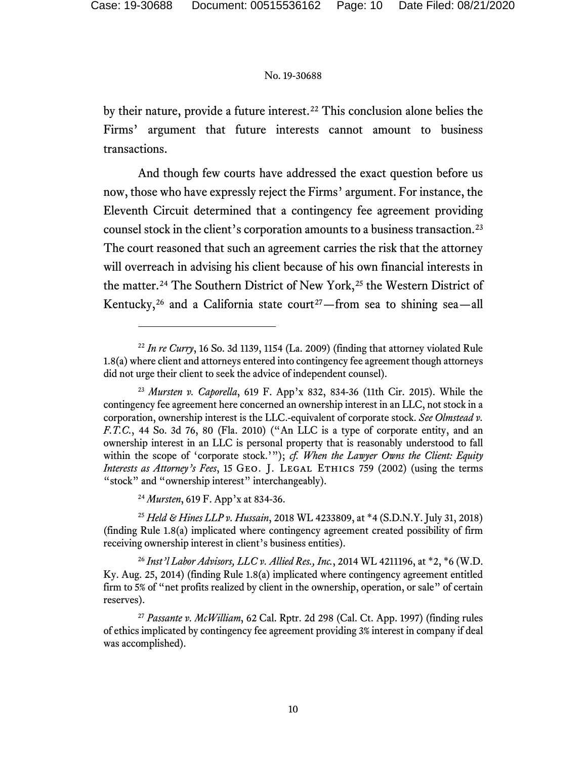by their nature, provide a future interest.[22] This conclusion alone belies the Firms' argument that future interests cannot amount to business transactions.

And though few courts have addressed the exact question before us now, those who have expressly reject the Firms' argument. For instance, the Eleventh Circuit determined that a contingency fee agreement providing counsel stock in the client's corporation amounts to a business transaction.[23] The court reasoned that such an agreement carries the risk that the attorney will overreach in advising his client because of his own financial interests in the matter.[24] The Southern District of New York,[25] the Western District of Kentucky,[26] and a California state court[27]—from sea to shining sea—all

---

[22] *In re Curry*, 16 So. 3d 1139, 1154 (La. 2009) (finding that attorney violated Rule 1.8(a) where client and attorneys entered into contingency fee agreement though attorneys did not urge their client to seek the advice of independent counsel).

[23] *Mursten v. Caporella*, 619 F. App'x 832, 834-36 (11th Cir. 2015). While the contingency fee agreement here concerned an ownership interest in an LLC, not stock in a corporation, ownership interest is the LLC.-equivalent of corporate stock. *See Olmstead v. F.T.C.*, 44 So. 3d 76, 80 (Fla. 2010) ("An LLC is a type of corporate entity, and an ownership interest in an LLC is personal property that is reasonably understood to fall within the scope of 'corporate stock.'"); *cf. When the Lawyer Owns the Client: Equity Interests as Attorney's Fees*, 15 Geo. J. Legal Ethics 759 (2002) (using the terms "stock" and "ownership interest" interchangeably).

[24] *Mursten*, 619 F. App'x at 834-36.

[25] *Held & Hines LLP v. Hussain*, 2018 WL 4233809, at *4 (S.D.N.Y. July 31, 2018) (finding Rule 1.8(a) implicated where contingency agreement created possibility of firm receiving ownership interest in client's business entities).

[26] *Inst'l Labor Advisors, LLC v. Allied Res., Inc.*, 2014 WL 4211196, at *2, *6 (W.D. Ky. Aug. 25, 2014) (finding Rule 1.8(a) implicated where contingency agreement entitled firm to 5% of "net profits realized by client in the ownership, operation, or sale" of certain reserves).

[27] *Passante v. McWilliam*, 62 Cal. Rptr. 2d 298 (Cal. Ct. App. 1997) (finding rules of ethics implicated by contingency fee agreement providing 3% interest in company if deal was accomplished).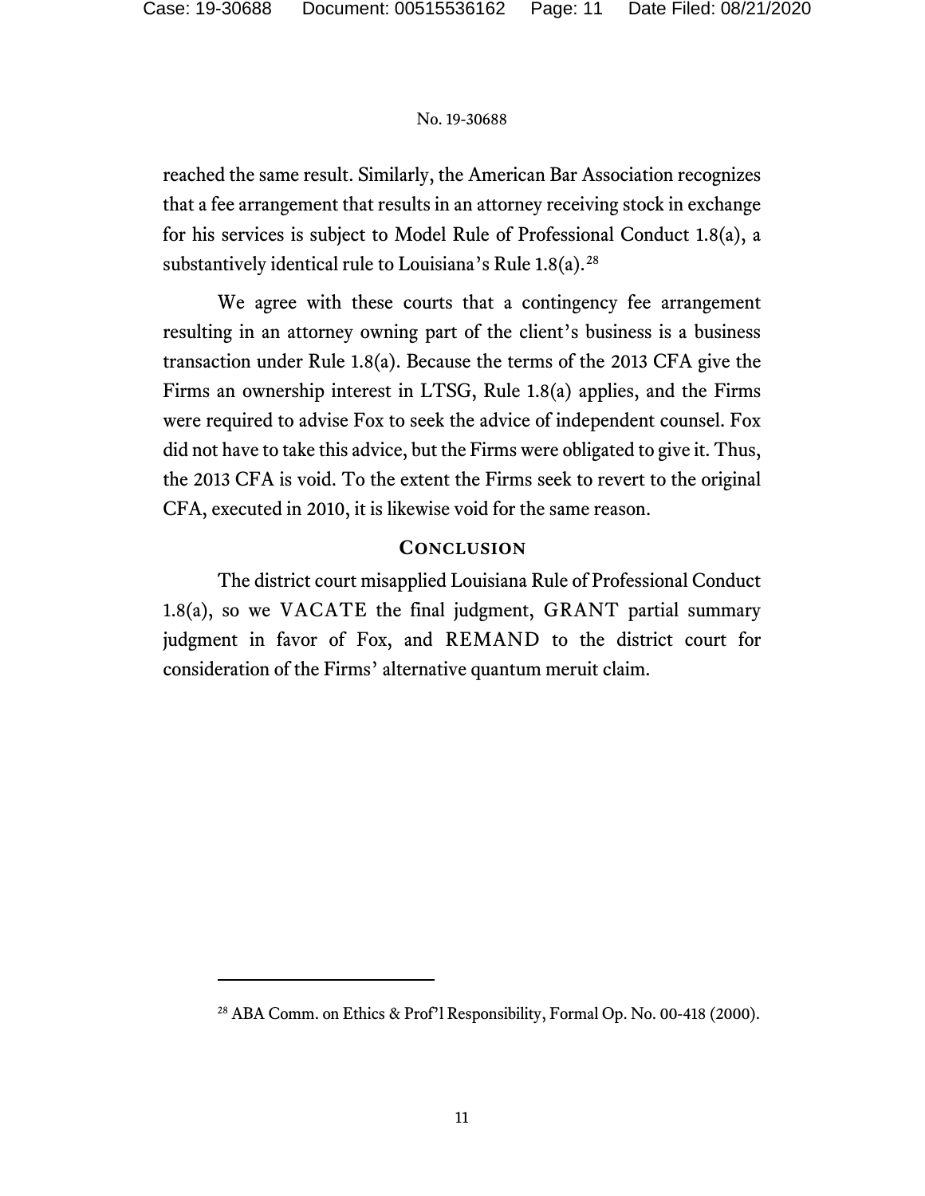reached the same result. Similarly, the American Bar Association recognizes that a fee arrangement that results in an attorney receiving stock in exchange for his services is subject to Model Rule of Professional Conduct 1.8(a), a substantively identical rule to Louisiana's Rule 1.8(a).[28]

We agree with these courts that a contingency fee arrangement resulting in an attorney owning part of the client's business is a business transaction under Rule 1.8(a). Because the terms of the 2013 CFA give the Firms an ownership interest in LTSG, Rule 1.8(a) applies, and the Firms were required to advise Fox to seek the advice of independent counsel. Fox did not have to take this advice, but the Firms were obligated to give it. Thus, the 2013 CFA is void. To the extent the Firms seek to revert to the original CFA, executed in 2010, it is likewise void for the same reason.

## CONCLUSION

The district court misapplied Louisiana Rule of Professional Conduct 1.8(a), so we VACATE the final judgment, GRANT partial summary judgment in favor of Fox, and REMAND to the district court for consideration of the Firms' alternative quantum meruit claim.

---

[28] ABA Comm. on Ethics & Prof'l Responsibility, Formal Op. No. 00-418 (2000).